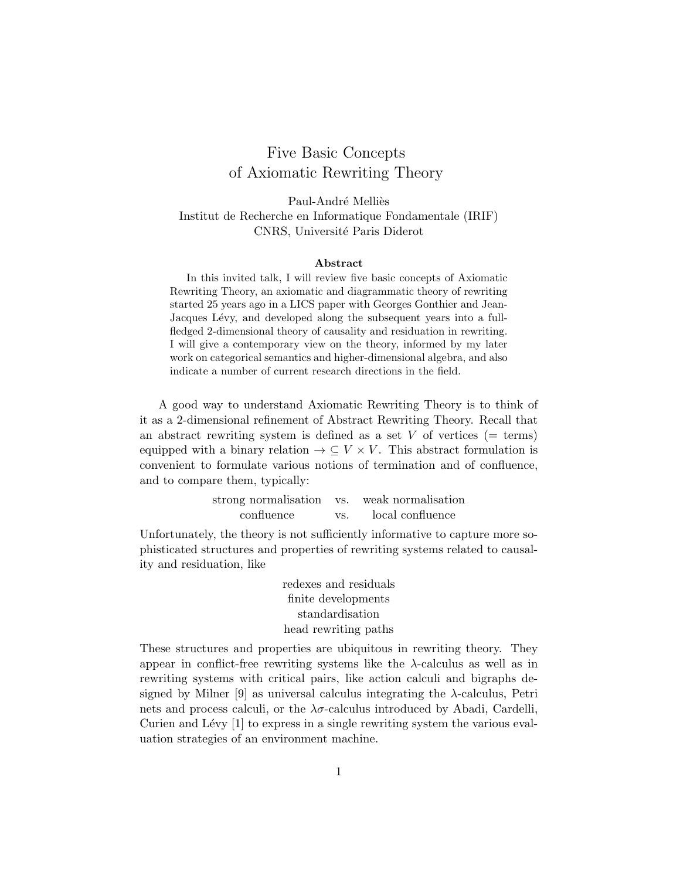# Five Basic Concepts of Axiomatic Rewriting Theory

Paul-André Melliès
Institut de Recherche en Informatique Fondamentale (IRIF)
CNRS, Université Paris Diderot

### Abstract

In this invited talk, I will review five basic concepts of Axiomatic Rewriting Theory, an axiomatic and diagrammatic theory of rewriting started 25 years ago in a LICS paper with Georges Gonthier and Jean-Jacques Lévy, and developed along the subsequent years into a full-fledged 2-dimensional theory of causality and residuation in rewriting. I will give a contemporary view on the theory, informed by my later work on categorical semantics and higher-dimensional algebra, and also indicate a number of current research directions in the field.

A good way to understand Axiomatic Rewriting Theory is to think of it as a 2-dimensional refinement of Abstract Rewriting Theory. Recall that an abstract rewriting system is defined as a set $V$ of vertices (= terms) equipped with a binary relation $\rightarrow \subseteq V \times V$. This abstract formulation is convenient to formulate various notions of termination and of confluence, and to compare them, typically:

| | | |
|---|---|---|
| strong normalisation | vs. | weak normalisation |
| confluence | vs. | local confluence |

Unfortunately, the theory is not sufficiently informative to capture more sophisticated structures and properties of rewriting systems related to causality and residuation, like

redexes and residuals
finite developments
standardisation
head rewriting paths

These structures and properties are ubiquitous in rewriting theory. They appear in conflict-free rewriting systems like the $\lambda$-calculus as well as in rewriting systems with critical pairs, like action calculi and bigraphs designed by Milner [9] as universal calculus integrating the $\lambda$-calculus, Petri nets and process calculi, or the $\lambda\sigma$-calculus introduced by Abadi, Cardelli, Curien and Lévy [1] to express in a single rewriting system the various evaluation strategies of an environment machine.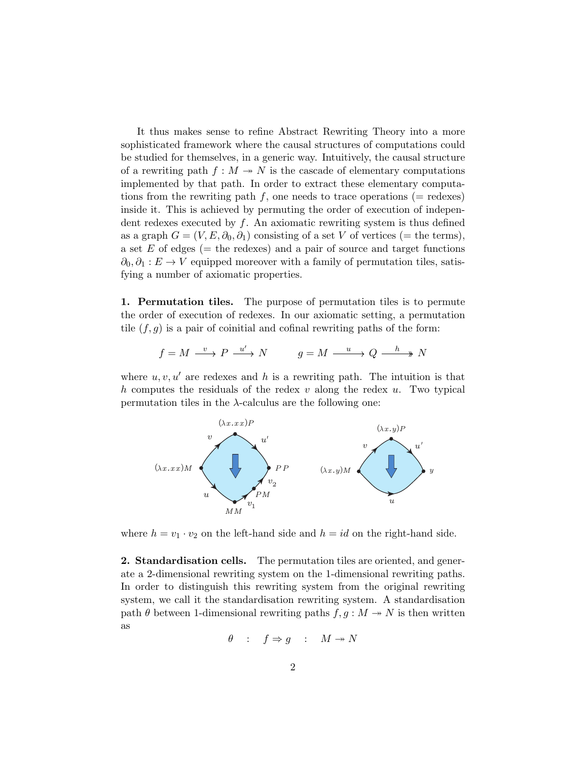It thus makes sense to refine Abstract Rewriting Theory into a more sophisticated framework where the causal structures of computations could be studied for themselves, in a generic way. Intuitively, the causal structure of a rewriting path $f : M \twoheadrightarrow N$ is the cascade of elementary computations implemented by that path. In order to extract these elementary computations from the rewriting path $f$, one needs to trace operations (= redexes) inside it. This is achieved by permuting the order of execution of independent redexes executed by $f$. An axiomatic rewriting system is thus defined as a graph $G = (V, E, \partial_0, \partial_1)$ consisting of a set $V$ of vertices (= the terms), a set $E$ of edges (= the redexes) and a pair of source and target functions $\partial_0, \partial_1 : E \to V$ equipped moreover with a family of permutation tiles, satisfying a number of axiomatic properties.

**1. Permutation tiles.** The purpose of permutation tiles is to permute the order of execution of redexes. In our axiomatic setting, a permutation tile $(f, g)$ is a pair of coinitial and cofinal rewriting paths of the form:

$$f = M \xrightarrow{\ v\ } P \xrightarrow{\ u'\ } N \qquad\qquad g = M \xrightarrow{\ u\ } Q \xrightarrow{\ h\ }\!\!\!\!\rightarrow N$$

where $u, v, u'$ are redexes and $h$ is a rewriting path. The intuition is that $h$ computes the residuals of the redex $v$ along the redex $u$. Two typical permutation tiles in the $\lambda$-calculus are the following one:

where $h = v_1 \cdot v_2$ on the left-hand side and $h = id$ on the right-hand side.

**2. Standardisation cells.** The permutation tiles are oriented, and generate a 2-dimensional rewriting system on the 1-dimensional rewriting paths. In order to distinguish this rewriting system from the original rewriting system, we call it the standardisation rewriting system. A standardisation path $\theta$ between 1-dimensional rewriting paths $f, g : M \twoheadrightarrow N$ is then written as

$$\theta \quad : \quad f \Rightarrow g \quad : \quad M \twoheadrightarrow N$$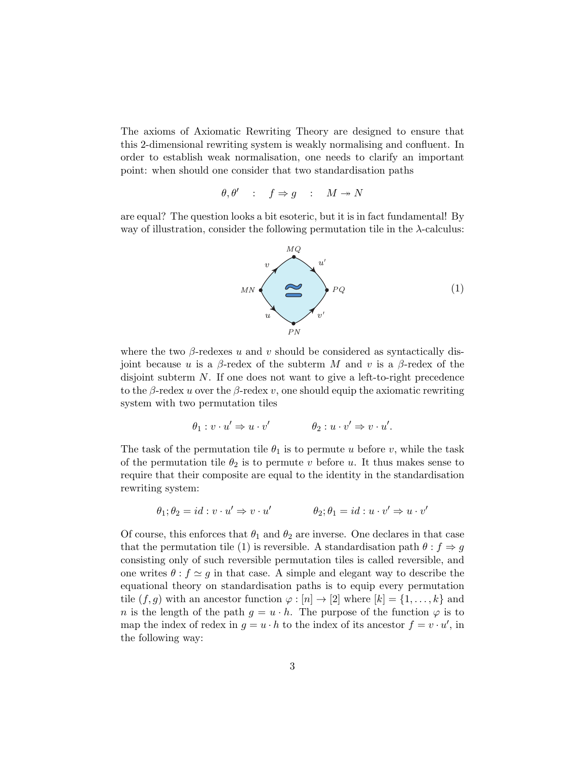The axioms of Axiomatic Rewriting Theory are designed to ensure that this 2-dimensional rewriting system is weakly normalising and confluent. In order to establish weak normalisation, one needs to clarify an important point: when should one consider that two standardisation paths

$$\theta, \theta' \quad : \quad f \Rightarrow g \quad : \quad M \twoheadrightarrow N$$

are equal? The question looks a bit esoteric, but it is in fact fundamental! By way of illustration, consider the following permutation tile in the $\lambda$-calculus:

$$\begin{array}{ccccc} & & MQ & & \\ & \overset{v}{\nearrow} & & \overset{u'}{\searrow} & \\ MN & & \simeq & & PQ \\ & \underset{u}{\searrow} & & \underset{v'}{\nearrow} & \\ & & PN & & \end{array} \tag{1}$$

where the two $\beta$-redexes $u$ and $v$ should be considered as syntactically disjoint because $u$ is a $\beta$-redex of the subterm $M$ and $v$ is a $\beta$-redex of the disjoint subterm $N$. If one does not want to give a left-to-right precedence to the $\beta$-redex $u$ over the $\beta$-redex $v$, one should equip the axiomatic rewriting system with two permutation tiles

$$\theta_1 : v \cdot u' \Rightarrow u \cdot v' \qquad\qquad \theta_2 : u \cdot v' \Rightarrow v \cdot u'.$$

The task of the permutation tile $\theta_1$ is to permute $u$ before $v$, while the task of the permutation tile $\theta_2$ is to permute $v$ before $u$. It thus makes sense to require that their composite are equal to the identity in the standardisation rewriting system:

$$\theta_1; \theta_2 = id : v \cdot u' \Rightarrow v \cdot u' \qquad\qquad \theta_2; \theta_1 = id : u \cdot v' \Rightarrow u \cdot v'$$

Of course, this enforces that $\theta_1$ and $\theta_2$ are inverse. One declares in that case that the permutation tile (1) is reversible. A standardisation path $\theta : f \Rightarrow g$ consisting only of such reversible permutation tiles is called reversible, and one writes $\theta : f \simeq g$ in that case. A simple and elegant way to describe the equational theory on standardisation paths is to equip every permutation tile $(f, g)$ with an ancestor function $\varphi : [n] \to [2]$ where $[k] = \{1, \ldots, k\}$ and $n$ is the length of the path $g = u \cdot h$. The purpose of the function $\varphi$ is to map the index of redex in $g = u \cdot h$ to the index of its ancestor $f = v \cdot u'$, in the following way: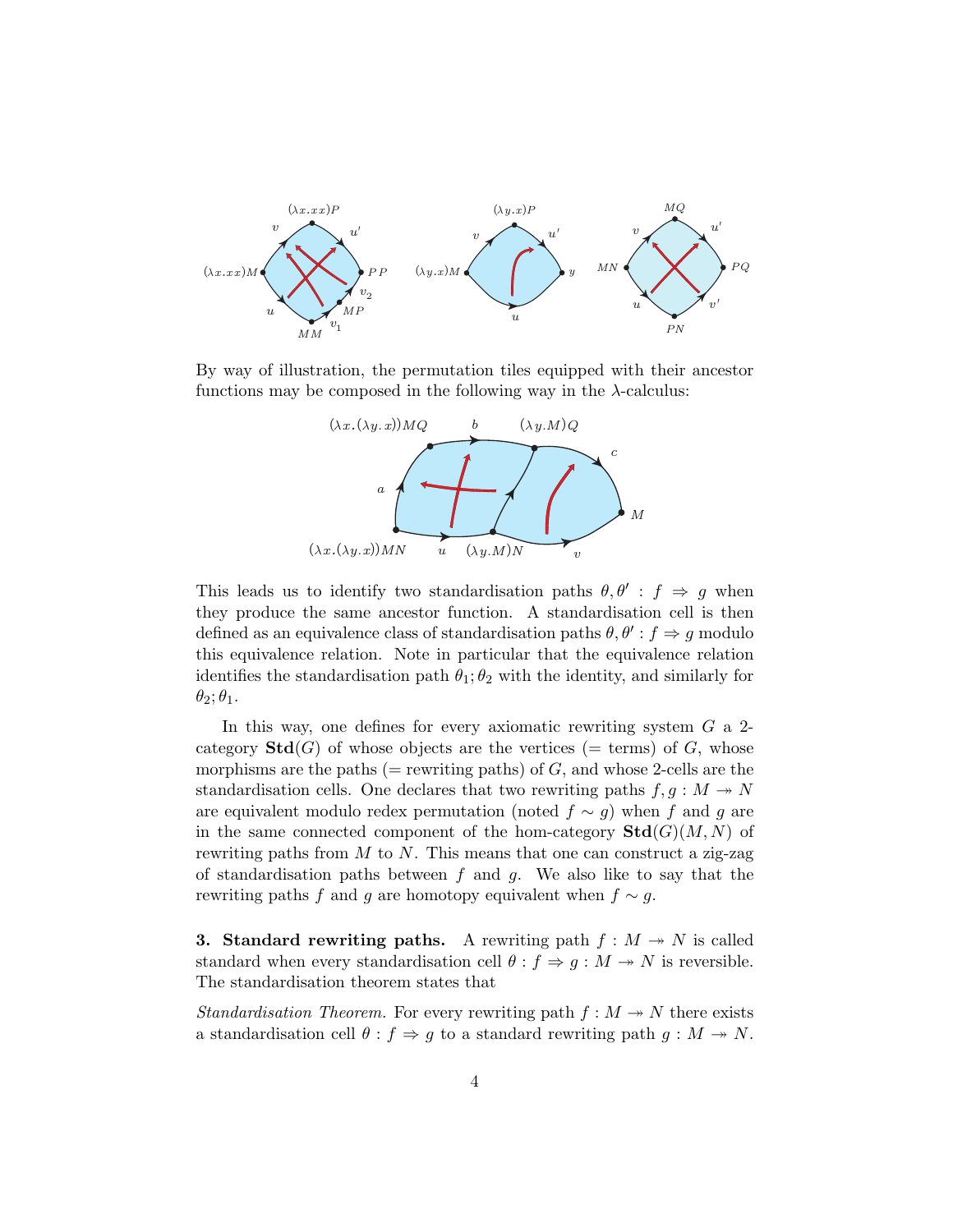By way of illustration, the permutation tiles equipped with their ancestor functions may be composed in the following way in the $\lambda$-calculus:

This leads us to identify two standardisation paths $\theta, \theta' : f \Rightarrow g$ when they produce the same ancestor function. A standardisation cell is then defined as an equivalence class of standardisation paths $\theta, \theta' : f \Rightarrow g$ modulo this equivalence relation. Note in particular that the equivalence relation identifies the standardisation path $\theta_1 ; \theta_2$ with the identity, and similarly for $\theta_2 ; \theta_1$.

In this way, one defines for every axiomatic rewriting system $G$ a 2-category $\mathbf{Std}(G)$ of whose objects are the vertices (= terms) of $G$, whose morphisms are the paths (= rewriting paths) of $G$, and whose 2-cells are the standardisation cells. One declares that two rewriting paths $f, g : M \twoheadrightarrow N$ are equivalent modulo redex permutation (noted $f \sim g$) when $f$ and $g$ are in the same connected component of the hom-category $\mathbf{Std}(G)(M, N)$ of rewriting paths from $M$ to $N$. This means that one can construct a zig-zag of standardisation paths between $f$ and $g$. We also like to say that the rewriting paths $f$ and $g$ are homotopy equivalent when $f \sim g$.

**3. Standard rewriting paths.** A rewriting path $f : M \twoheadrightarrow N$ is called standard when every standardisation cell $\theta : f \Rightarrow g : M \twoheadrightarrow N$ is reversible. The standardisation theorem states that

*Standardisation Theorem.* For every rewriting path $f : M \twoheadrightarrow N$ there exists a standardisation cell $\theta : f \Rightarrow g$ to a standard rewriting path $g : M \twoheadrightarrow N$.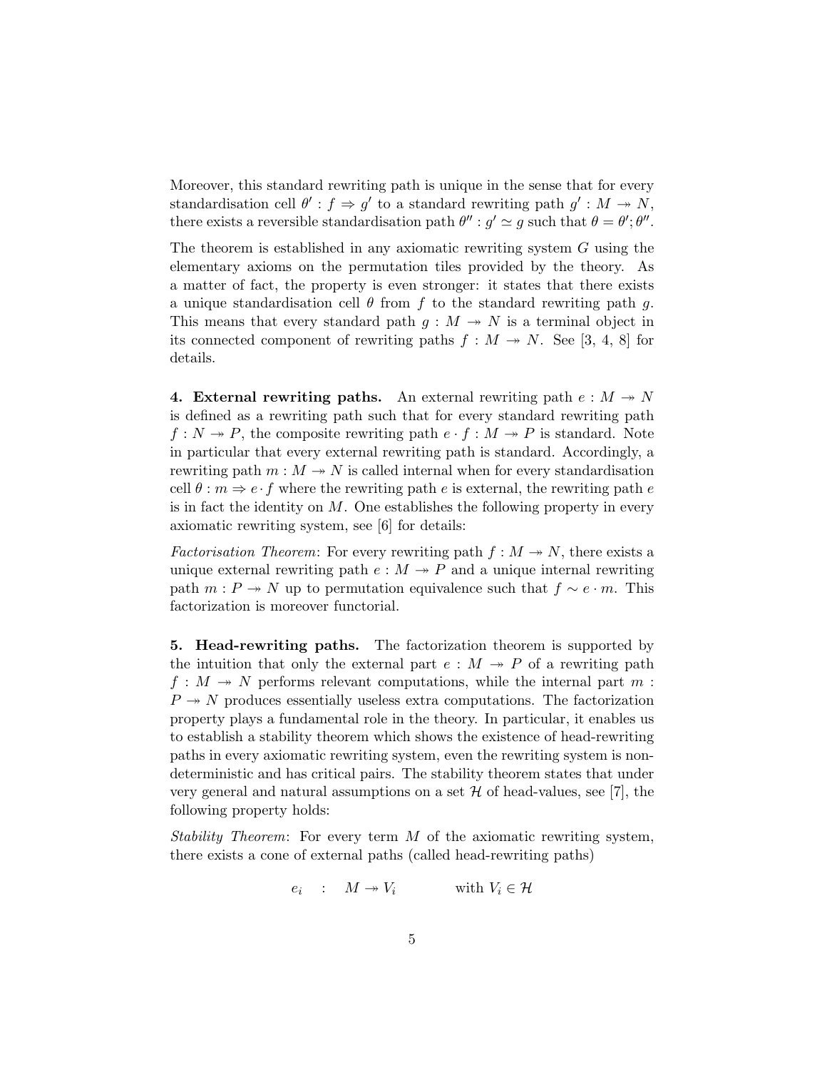Moreover, this standard rewriting path is unique in the sense that for every standardisation cell $\theta' : f \Rightarrow g'$ to a standard rewriting path $g' : M \twoheadrightarrow N$, there exists a reversible standardisation path $\theta'' : g' \simeq g$ such that $\theta = \theta'; \theta''$.

The theorem is established in any axiomatic rewriting system $G$ using the elementary axioms on the permutation tiles provided by the theory. As a matter of fact, the property is even stronger: it states that there exists a unique standardisation cell $\theta$ from $f$ to the standard rewriting path $g$. This means that every standard path $g : M \twoheadrightarrow N$ is a terminal object in its connected component of rewriting paths $f : M \twoheadrightarrow N$. See [3, 4, 8] for details.

**4. External rewriting paths.** An external rewriting path $e : M \twoheadrightarrow N$ is defined as a rewriting path such that for every standard rewriting path $f : N \twoheadrightarrow P$, the composite rewriting path $e \cdot f : M \twoheadrightarrow P$ is standard. Note in particular that every external rewriting path is standard. Accordingly, a rewriting path $m : M \twoheadrightarrow N$ is called internal when for every standardisation cell $\theta : m \Rightarrow e \cdot f$ where the rewriting path $e$ is external, the rewriting path $e$ is in fact the identity on $M$. One establishes the following property in every axiomatic rewriting system, see [6] for details:

*Factorisation Theorem*: For every rewriting path $f : M \twoheadrightarrow N$, there exists a unique external rewriting path $e : M \twoheadrightarrow P$ and a unique internal rewriting path $m : P \twoheadrightarrow N$ up to permutation equivalence such that $f \sim e \cdot m$. This factorization is moreover functorial.

**5. Head-rewriting paths.** The factorization theorem is supported by the intuition that only the external part $e : M \twoheadrightarrow P$ of a rewriting path $f : M \twoheadrightarrow N$ performs relevant computations, while the internal part $m : P \twoheadrightarrow N$ produces essentially useless extra computations. The factorization property plays a fundamental role in the theory. In particular, it enables us to establish a stability theorem which shows the existence of head-rewriting paths in every axiomatic rewriting system, even the rewriting system is non-deterministic and has critical pairs. The stability theorem states that under very general and natural assumptions on a set $\mathcal{H}$ of head-values, see [7], the following property holds:

*Stability Theorem*: For every term $M$ of the axiomatic rewriting system, there exists a cone of external paths (called head-rewriting paths)

$$e_i \quad : \quad M \twoheadrightarrow V_i \qquad\qquad \text{with } V_i \in \mathcal{H}$$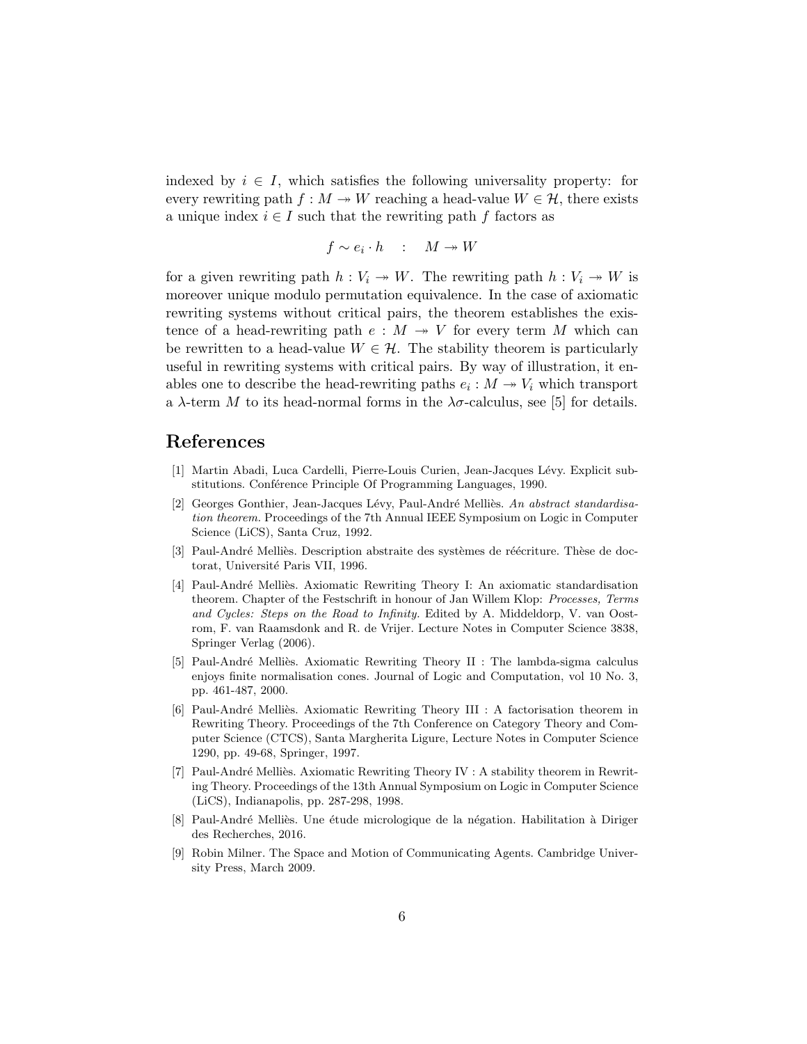indexed by $i \in I$, which satisfies the following universality property: for every rewriting path $f : M \twoheadrightarrow W$ reaching a head-value $W \in \mathcal{H}$, there exists a unique index $i \in I$ such that the rewriting path $f$ factors as

$$f \sim e_i \cdot h \quad : \quad M \twoheadrightarrow W$$

for a given rewriting path $h : V_i \twoheadrightarrow W$. The rewriting path $h : V_i \twoheadrightarrow W$ is moreover unique modulo permutation equivalence. In the case of axiomatic rewriting systems without critical pairs, the theorem establishes the existence of a head-rewriting path $e : M \twoheadrightarrow V$ for every term $M$ which can be rewritten to a head-value $W \in \mathcal{H}$. The stability theorem is particularly useful in rewriting systems with critical pairs. By way of illustration, it enables one to describe the head-rewriting paths $e_i : M \twoheadrightarrow V_i$ which transport a $\lambda$-term $M$ to its head-normal forms in the $\lambda\sigma$-calculus, see [5] for details.

## References

[1] Martin Abadi, Luca Cardelli, Pierre-Louis Curien, Jean-Jacques Lévy. Explicit substitutions. Conférence Principle Of Programming Languages, 1990.

[2] Georges Gonthier, Jean-Jacques Lévy, Paul-André Melliès. *An abstract standardisation theorem.* Proceedings of the 7th Annual IEEE Symposium on Logic in Computer Science (LiCS), Santa Cruz, 1992.

[3] Paul-André Melliès. Description abstraite des systèmes de réécriture. Thèse de doctorat, Université Paris VII, 1996.

[4] Paul-André Melliès. Axiomatic Rewriting Theory I: An axiomatic standardisation theorem. Chapter of the Festschrift in honour of Jan Willem Klop: *Processes, Terms and Cycles: Steps on the Road to Infinity.* Edited by A. Middeldorp, V. van Oostrom, F. van Raamsdonk and R. de Vrijer. Lecture Notes in Computer Science 3838, Springer Verlag (2006).

[5] Paul-André Melliès. Axiomatic Rewriting Theory II : The lambda-sigma calculus enjoys finite normalisation cones. Journal of Logic and Computation, vol 10 No. 3, pp. 461-487, 2000.

[6] Paul-André Melliès. Axiomatic Rewriting Theory III : A factorisation theorem in Rewriting Theory. Proceedings of the 7th Conference on Category Theory and Computer Science (CTCS), Santa Margherita Ligure, Lecture Notes in Computer Science 1290, pp. 49-68, Springer, 1997.

[7] Paul-André Melliès. Axiomatic Rewriting Theory IV : A stability theorem in Rewriting Theory. Proceedings of the 13th Annual Symposium on Logic in Computer Science (LiCS), Indianapolis, pp. 287-298, 1998.

[8] Paul-André Melliès. Une étude micrologique de la négation. Habilitation à Diriger des Recherches, 2016.

[9] Robin Milner. The Space and Motion of Communicating Agents. Cambridge University Press, March 2009.